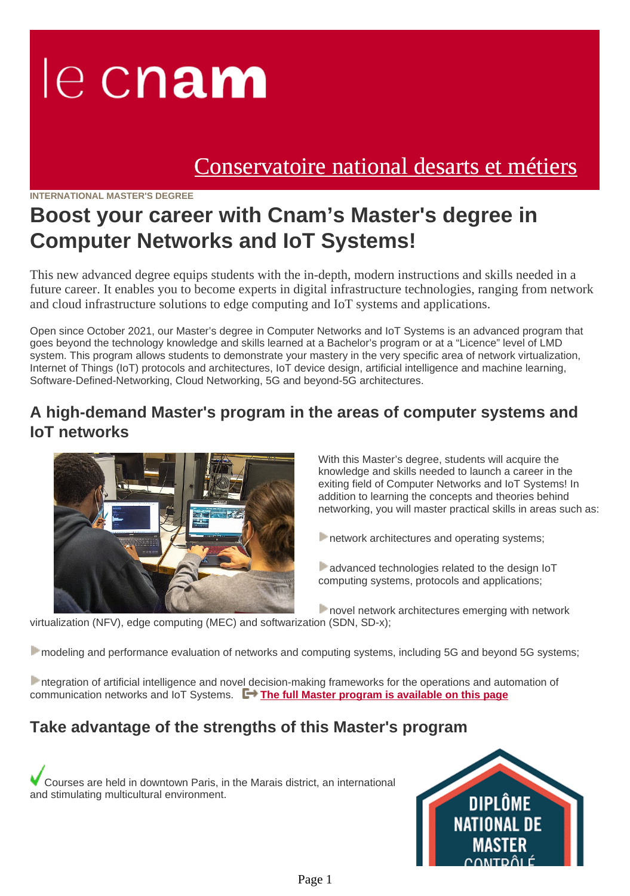le cnam

Conservatoire national desarts et métiers

INTERNATIONAL MASTER'S DEGREE

# Boost your career with Cnam's Master's degree in Computer Networks and IoT Systems!

This new advanced degree equips students with the in-depth, modern instructions and skills needed in a future career. It enables you to become experts in digital infrastructure technologies, ranging from network and cloud infrastructure solutions to edge computing and IoT systems and applications.

Open since October 2021, our Master's degree in Computer Networks and IoT Systems is an advanced program that goes beyond the technology knowledge and skills learned at a Bachelor's program or at a "Licence" level of LMD system. This program allows students to demonstrate your mastery in the very specific area of network virtualization, Internet of Things (IoT) protocols and architectures, IoT device design, artificial intelligence and machine learning, Software-Defined-Networking, Cloud Networking, 5G and beyond-5G architectures.

## A high-demand Master's program in the areas of computer systems and IoT networks

With this Master's degree, students will acquire the knowledge and skills needed to launch a career in the exiting field of Computer Networks and IoT Systems! In addition to learning the concepts and theories behind networking, you will master practical skills in areas such as:

- network architectures and operating systems;
- advanced technologies related to the design IoT computing systems, protocols and applications;
- novel network architectures emerging with network virtualization (NFV), edge computing (MEC) and softwarization (SDN, SD-x);
- modeling and performance evaluation of networks and computing systems, including 5G and beyond 5G systems;
- ntegration of artificial intelligence and novel decision-making frameworks for the operations and automation of communication networks and IoT Systems. **The full Master program is available on this page**

## Take advantage of the strengths of this Master's program

✔ Courses are held in downtown Paris, in the Marais district, an international and stimulating multicultural environment.

DIPLÔME NATIONAL DE MASTER CONTRÔLÉ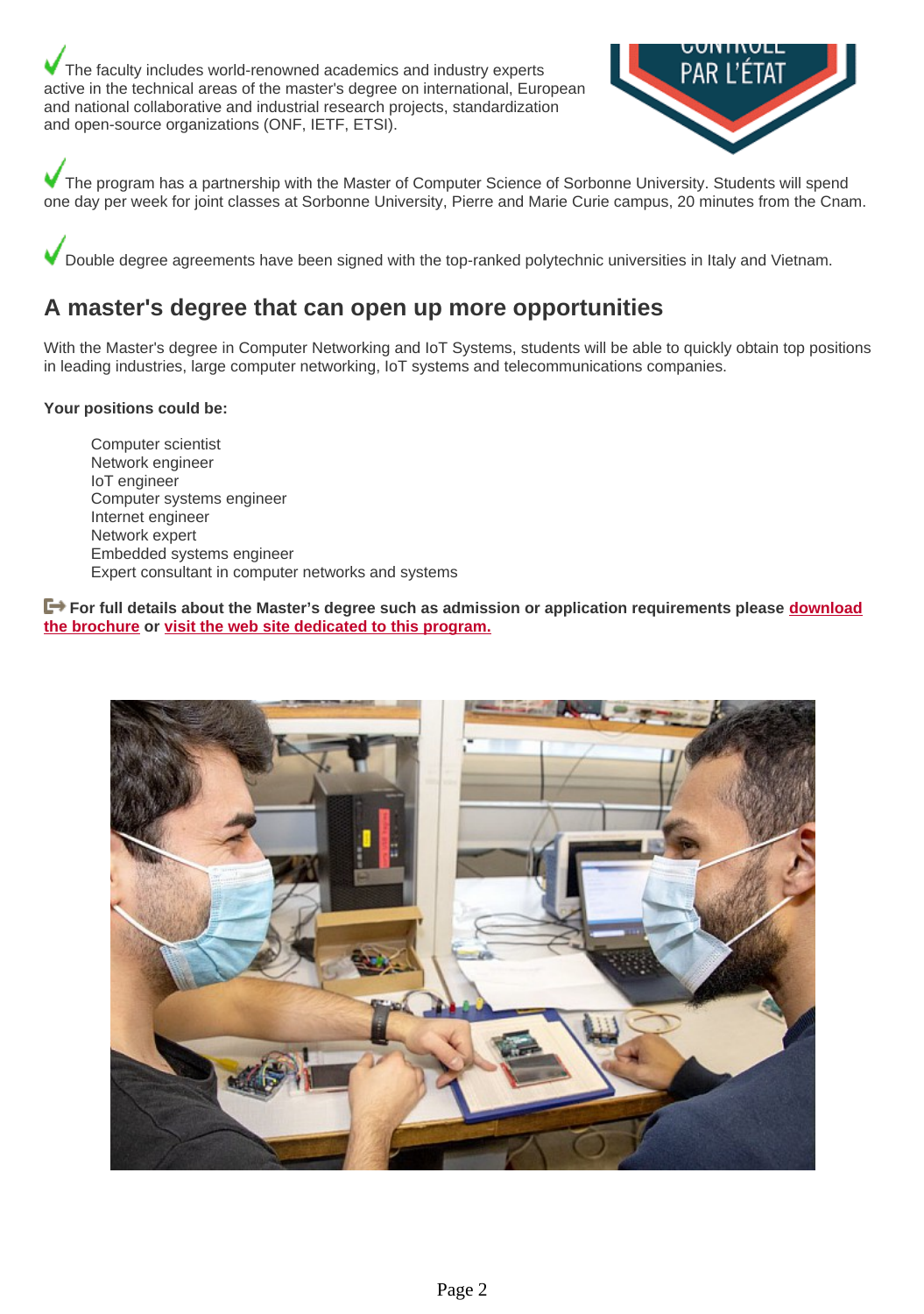✓ The faculty includes world-renowned academics and industry experts active in the technical areas of the master's degree on international, European and national collaborative and industrial research projects, standardization and open-source organizations (ONF, IETF, ETSI).

✓ The program has a partnership with the Master of Computer Science of Sorbonne University. Students will spend one day per week for joint classes at Sorbonne University, Pierre and Marie Curie campus, 20 minutes from the Cnam.

✓ Double degree agreements have been signed with the top-ranked polytechnic universities in Italy and Vietnam.

## A master's degree that can open up more opportunities

With the Master's degree in Computer Networking and IoT Systems, students will be able to quickly obtain top positions in leading industries, large computer networking, IoT systems and telecommunications companies.

**Your positions could be:**

- Computer scientist
- Network engineer
- IoT engineer
- Computer systems engineer
- Internet engineer
- Network expert
- Embedded systems engineer
- Expert consultant in computer networks and systems

**For full details about the Master's degree such as admission or application requirements please download the brochure or visit the web site dedicated to this program.**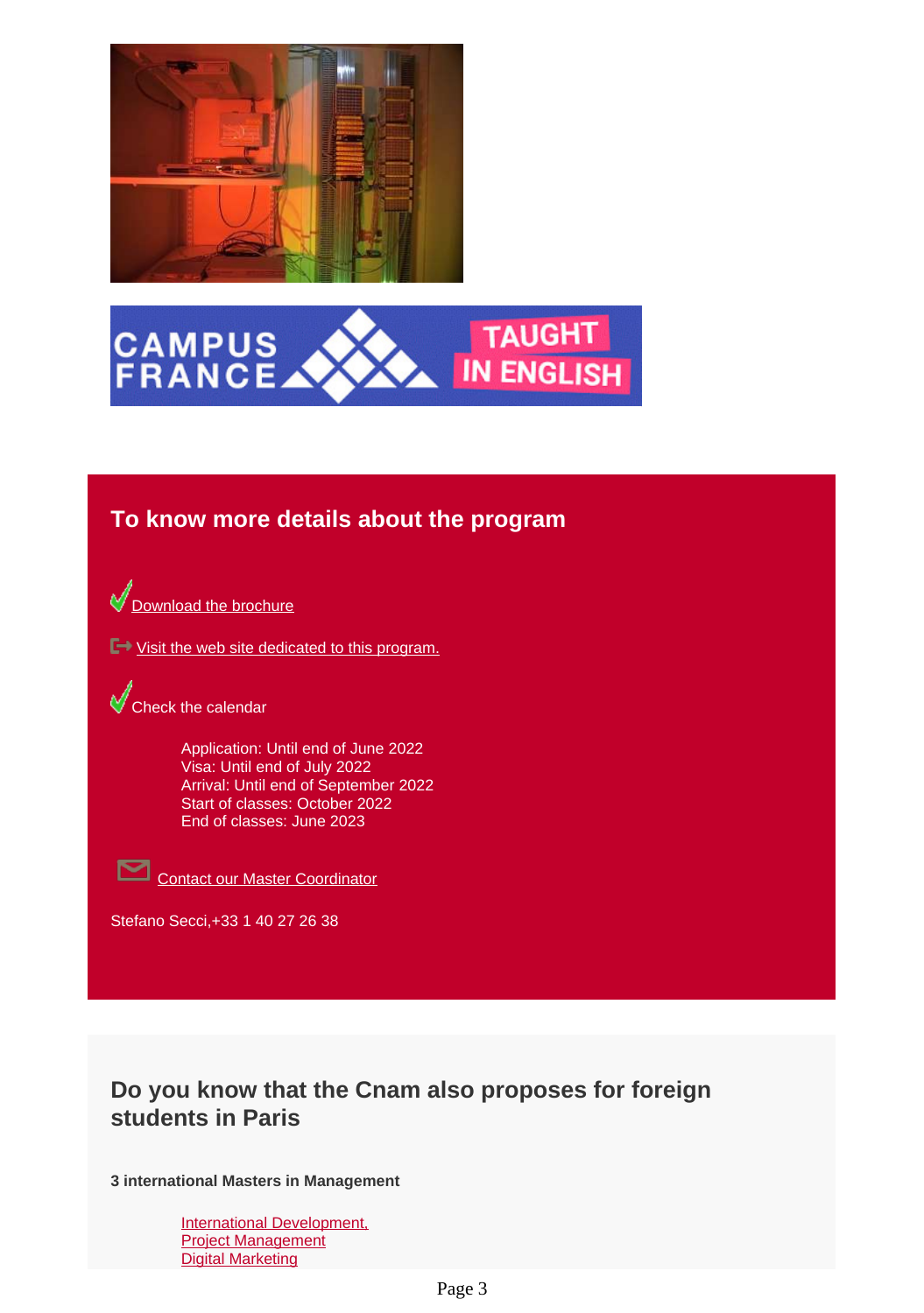## To know more details about the program

Download the brochure

Visit the web site dedicated to this program.

Check the calendar

Application: Until end of June 2022
Visa: Until end of July 2022
Arrival: Until end of September 2022
Start of classes: October 2022
End of classes: June 2023

Contact our Master Coordinator

Stefano Secci,+33 1 40 27 26 38

## Do you know that the Cnam also proposes for foreign students in Paris

**3 international Masters in Management**

- International Development,
- Project Management
- Digital Marketing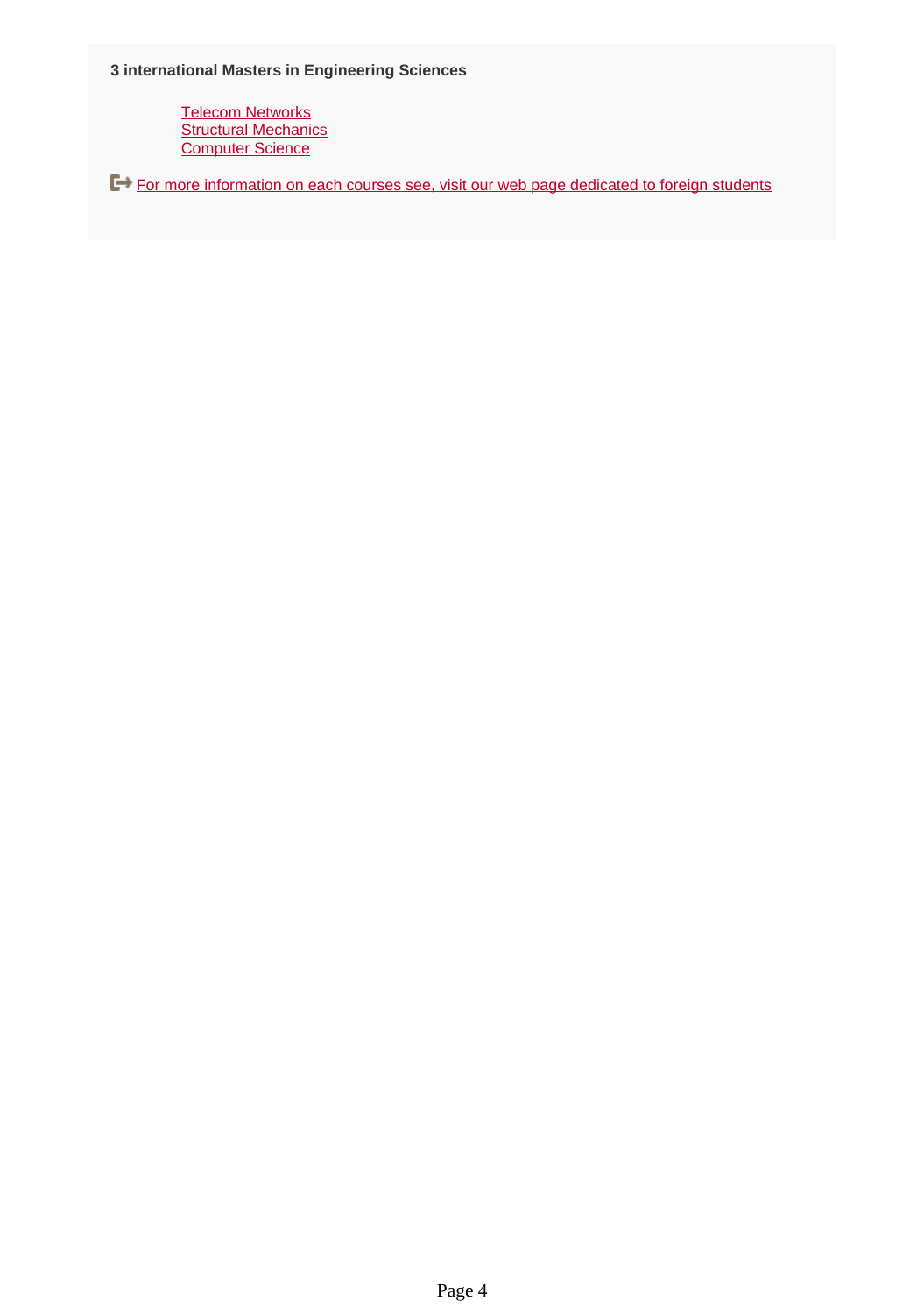**3 international Masters in Engineering Sciences**

- Telecom Networks
- Structural Mechanics
- Computer Science

For more information on each courses see, visit our web page dedicated to foreign students